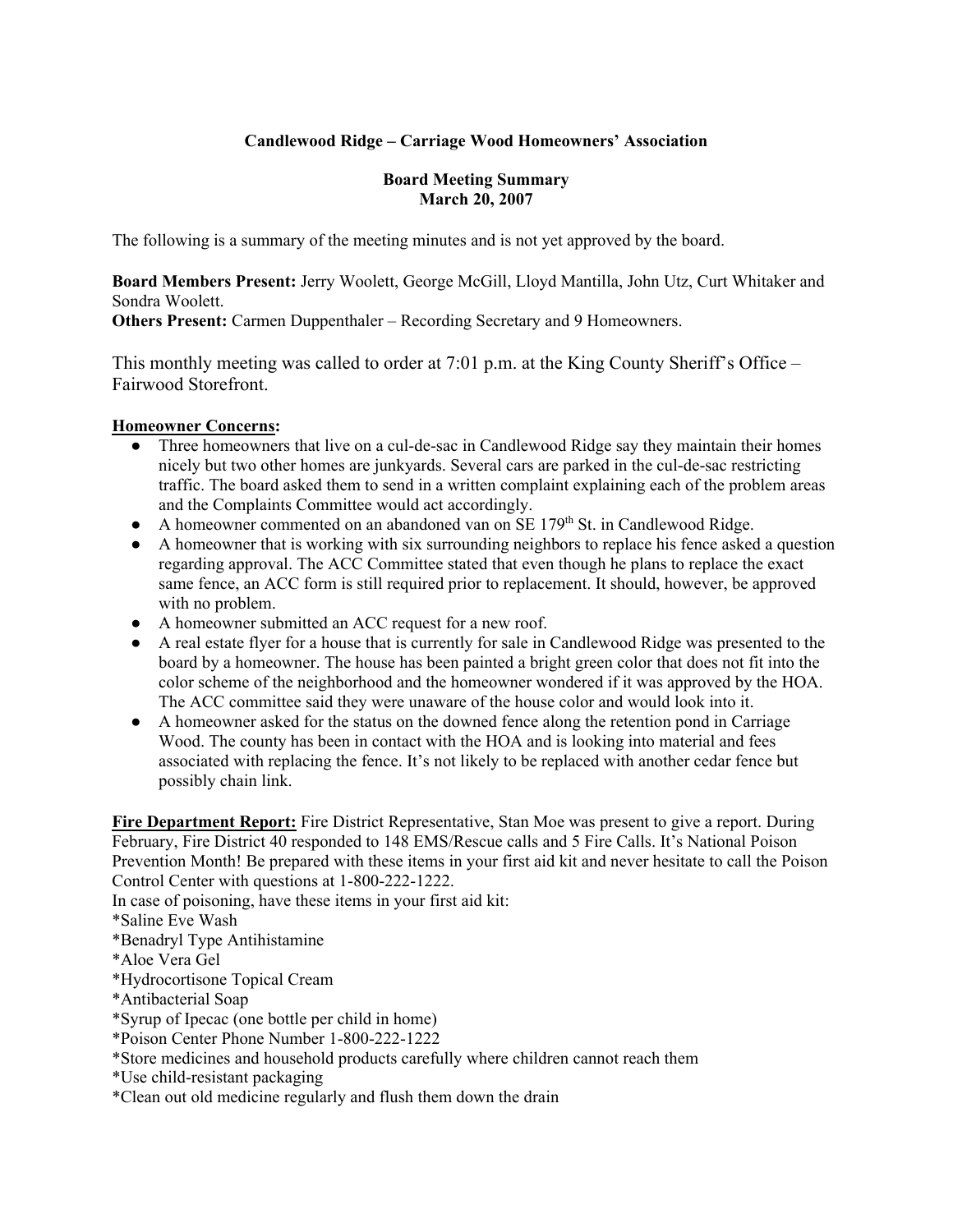**Candlewood Ridge – Carriage Wood Homeowners' Association**

**Board Meeting Summary**
**March 20, 2007**

The following is a summary of the meeting minutes and is not yet approved by the board.

**Board Members Present:** Jerry Woolett, George McGill, Lloyd Mantilla, John Utz, Curt Whitaker and Sondra Woolett.
**Others Present:** Carmen Duppenthaler – Recording Secretary and 9 Homeowners.

This monthly meeting was called to order at 7:01 p.m. at the King County Sheriff's Office – Fairwood Storefront.

**Homeowner Concerns:**

- Three homeowners that live on a cul-de-sac in Candlewood Ridge say they maintain their homes nicely but two other homes are junkyards. Several cars are parked in the cul-de-sac restricting traffic. The board asked them to send in a written complaint explaining each of the problem areas and the Complaints Committee would act accordingly.
- A homeowner commented on an abandoned van on SE 179th St. in Candlewood Ridge.
- A homeowner that is working with six surrounding neighbors to replace his fence asked a question regarding approval. The ACC Committee stated that even though he plans to replace the exact same fence, an ACC form is still required prior to replacement. It should, however, be approved with no problem.
- A homeowner submitted an ACC request for a new roof.
- A real estate flyer for a house that is currently for sale in Candlewood Ridge was presented to the board by a homeowner. The house has been painted a bright green color that does not fit into the color scheme of the neighborhood and the homeowner wondered if it was approved by the HOA. The ACC committee said they were unaware of the house color and would look into it.
- A homeowner asked for the status on the downed fence along the retention pond in Carriage Wood. The county has been in contact with the HOA and is looking into material and fees associated with replacing the fence. It's not likely to be replaced with another cedar fence but possibly chain link.

**Fire Department Report:** Fire District Representative, Stan Moe was present to give a report. During February, Fire District 40 responded to 148 EMS/Rescue calls and 5 Fire Calls. It's National Poison Prevention Month! Be prepared with these items in your first aid kit and never hesitate to call the Poison Control Center with questions at 1-800-222-1222.

In case of poisoning, have these items in your first aid kit:

*Saline Eve Wash
*Benadryl Type Antihistamine
*Aloe Vera Gel
*Hydrocortisone Topical Cream
*Antibacterial Soap
*Syrup of Ipecac (one bottle per child in home)
*Poison Center Phone Number 1-800-222-1222
*Store medicines and household products carefully where children cannot reach them
*Use child-resistant packaging
*Clean out old medicine regularly and flush them down the drain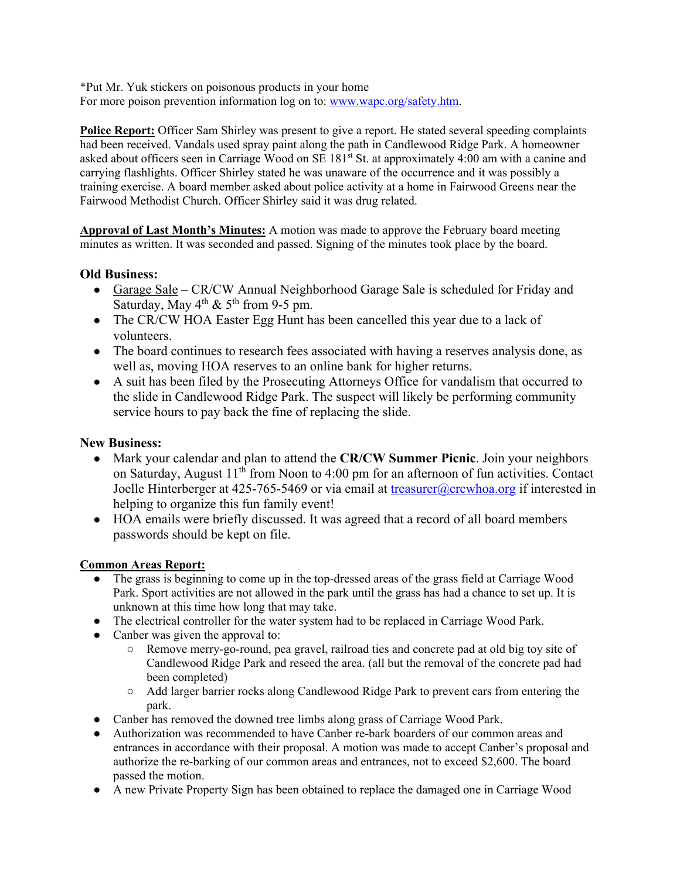*Put Mr. Yuk stickers on poisonous products in your home
For more poison prevention information log on to: www.wapc.org/safety.htm.

**Police Report:** Officer Sam Shirley was present to give a report. He stated several speeding complaints had been received. Vandals used spray paint along the path in Candlewood Ridge Park. A homeowner asked about officers seen in Carriage Wood on SE 181st St. at approximately 4:00 am with a canine and carrying flashlights. Officer Shirley stated he was unaware of the occurrence and it was possibly a training exercise. A board member asked about police activity at a home in Fairwood Greens near the Fairwood Methodist Church. Officer Shirley said it was drug related.

**Approval of Last Month's Minutes:** A motion was made to approve the February board meeting minutes as written. It was seconded and passed. Signing of the minutes took place by the board.

### Old Business:

- Garage Sale – CR/CW Annual Neighborhood Garage Sale is scheduled for Friday and Saturday, May 4th & 5th from 9-5 pm.
- The CR/CW HOA Easter Egg Hunt has been cancelled this year due to a lack of volunteers.
- The board continues to research fees associated with having a reserves analysis done, as well as, moving HOA reserves to an online bank for higher returns.
- A suit has been filed by the Prosecuting Attorneys Office for vandalism that occurred to the slide in Candlewood Ridge Park. The suspect will likely be performing community service hours to pay back the fine of replacing the slide.

### New Business:

- Mark your calendar and plan to attend the **CR/CW Summer Picnic**. Join your neighbors on Saturday, August 11th from Noon to 4:00 pm for an afternoon of fun activities. Contact Joelle Hinterberger at 425-765-5469 or via email at treasurer@crcwhoa.org if interested in helping to organize this fun family event!
- HOA emails were briefly discussed. It was agreed that a record of all board members passwords should be kept on file.

**Common Areas Report:**

- The grass is beginning to come up in the top-dressed areas of the grass field at Carriage Wood Park. Sport activities are not allowed in the park until the grass has had a chance to set up. It is unknown at this time how long that may take.
- The electrical controller for the water system had to be replaced in Carriage Wood Park.
- Canber was given the approval to:
  - Remove merry-go-round, pea gravel, railroad ties and concrete pad at old big toy site of Candlewood Ridge Park and reseed the area. (all but the removal of the concrete pad had been completed)
  - Add larger barrier rocks along Candlewood Ridge Park to prevent cars from entering the park.
- Canber has removed the downed tree limbs along grass of Carriage Wood Park.
- Authorization was recommended to have Canber re-bark boarders of our common areas and entrances in accordance with their proposal. A motion was made to accept Canber's proposal and authorize the re-barking of our common areas and entrances, not to exceed $2,600. The board passed the motion.
- A new Private Property Sign has been obtained to replace the damaged one in Carriage Wood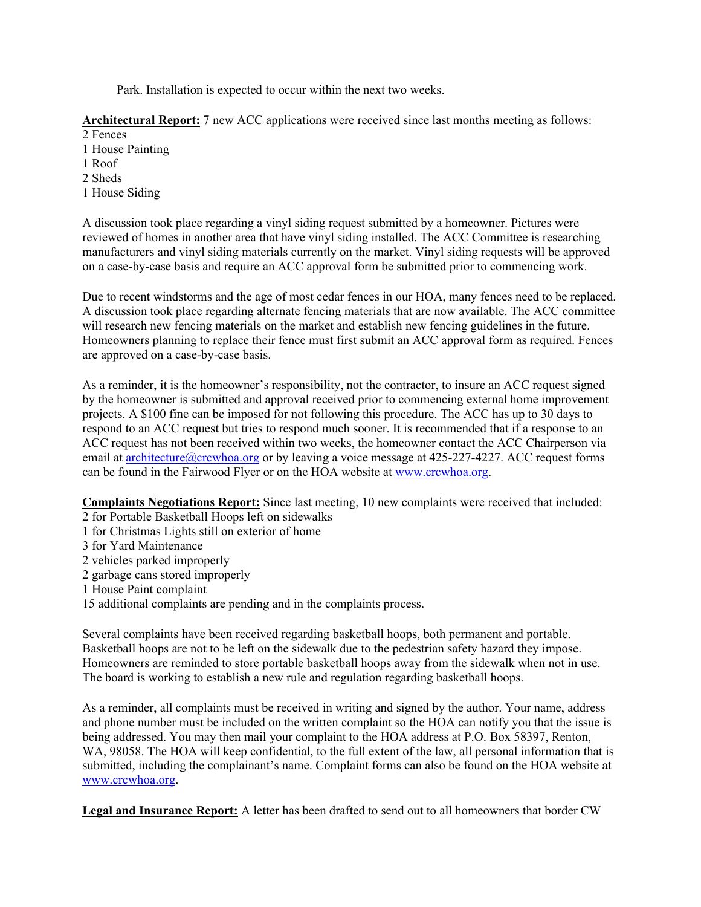Park. Installation is expected to occur within the next two weeks.

**Architectural Report:** 7 new ACC applications were received since last months meeting as follows:

2 Fences
1 House Painting
1 Roof
2 Sheds
1 House Siding

A discussion took place regarding a vinyl siding request submitted by a homeowner. Pictures were reviewed of homes in another area that have vinyl siding installed. The ACC Committee is researching manufacturers and vinyl siding materials currently on the market. Vinyl siding requests will be approved on a case-by-case basis and require an ACC approval form be submitted prior to commencing work.

Due to recent windstorms and the age of most cedar fences in our HOA, many fences need to be replaced. A discussion took place regarding alternate fencing materials that are now available. The ACC committee will research new fencing materials on the market and establish new fencing guidelines in the future. Homeowners planning to replace their fence must first submit an ACC approval form as required. Fences are approved on a case-by-case basis.

As a reminder, it is the homeowner's responsibility, not the contractor, to insure an ACC request signed by the homeowner is submitted and approval received prior to commencing external home improvement projects. A $100 fine can be imposed for not following this procedure. The ACC has up to 30 days to respond to an ACC request but tries to respond much sooner. It is recommended that if a response to an ACC request has not been received within two weeks, the homeowner contact the ACC Chairperson via email at architecture@crcwhoa.org or by leaving a voice message at 425-227-4227. ACC request forms can be found in the Fairwood Flyer or on the HOA website at www.crcwhoa.org.

**Complaints Negotiations Report:** Since last meeting, 10 new complaints were received that included:

2 for Portable Basketball Hoops left on sidewalks
1 for Christmas Lights still on exterior of home
3 for Yard Maintenance
2 vehicles parked improperly
2 garbage cans stored improperly
1 House Paint complaint
15 additional complaints are pending and in the complaints process.

Several complaints have been received regarding basketball hoops, both permanent and portable. Basketball hoops are not to be left on the sidewalk due to the pedestrian safety hazard they impose. Homeowners are reminded to store portable basketball hoops away from the sidewalk when not in use. The board is working to establish a new rule and regulation regarding basketball hoops.

As a reminder, all complaints must be received in writing and signed by the author. Your name, address and phone number must be included on the written complaint so the HOA can notify you that the issue is being addressed. You may then mail your complaint to the HOA address at P.O. Box 58397, Renton, WA, 98058. The HOA will keep confidential, to the full extent of the law, all personal information that is submitted, including the complainant's name. Complaint forms can also be found on the HOA website at www.crcwhoa.org.

**Legal and Insurance Report:** A letter has been drafted to send out to all homeowners that border CW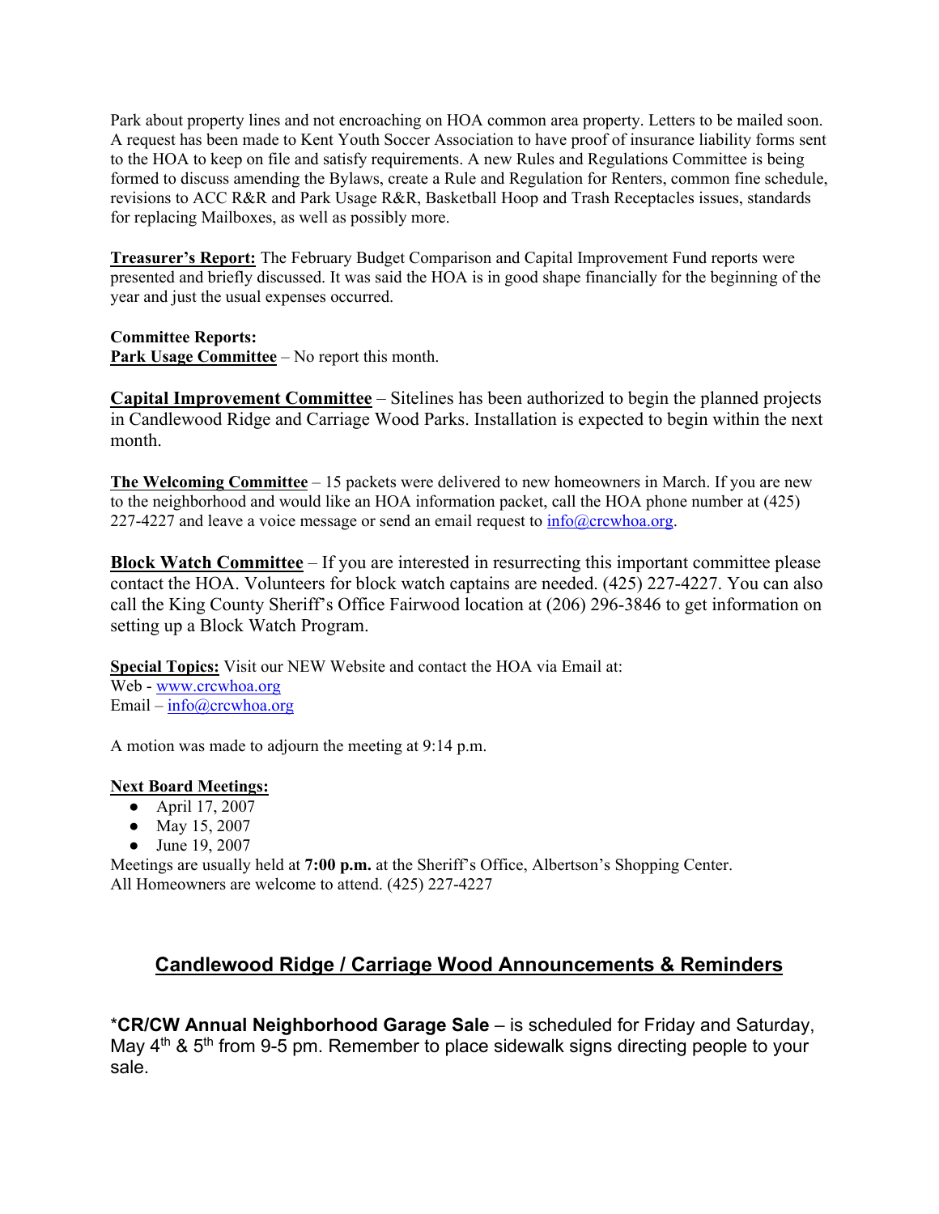Park about property lines and not encroaching on HOA common area property. Letters to be mailed soon. A request has been made to Kent Youth Soccer Association to have proof of insurance liability forms sent to the HOA to keep on file and satisfy requirements. A new Rules and Regulations Committee is being formed to discuss amending the Bylaws, create a Rule and Regulation for Renters, common fine schedule, revisions to ACC R&R and Park Usage R&R, Basketball Hoop and Trash Receptacles issues, standards for replacing Mailboxes, as well as possibly more.

**Treasurer's Report:** The February Budget Comparison and Capital Improvement Fund reports were presented and briefly discussed. It was said the HOA is in good shape financially for the beginning of the year and just the usual expenses occurred.

**Committee Reports:**
**Park Usage Committee** – No report this month.

**Capital Improvement Committee** – Sitelines has been authorized to begin the planned projects in Candlewood Ridge and Carriage Wood Parks. Installation is expected to begin within the next month.

**The Welcoming Committee** – 15 packets were delivered to new homeowners in March. If you are new to the neighborhood and would like an HOA information packet, call the HOA phone number at (425) 227-4227 and leave a voice message or send an email request to info@crcwhoa.org.

**Block Watch Committee** – If you are interested in resurrecting this important committee please contact the HOA. Volunteers for block watch captains are needed. (425) 227-4227. You can also call the King County Sheriff's Office Fairwood location at (206) 296-3846 to get information on setting up a Block Watch Program.

**Special Topics:** Visit our NEW Website and contact the HOA via Email at:
Web - www.crcwhoa.org
Email – info@crcwhoa.org

A motion was made to adjourn the meeting at 9:14 p.m.

**Next Board Meetings:**

- April 17, 2007
- May 15, 2007
- June 19, 2007

Meetings are usually held at **7:00 p.m.** at the Sheriff's Office, Albertson's Shopping Center.
All Homeowners are welcome to attend. (425) 227-4227

## Candlewood Ridge / Carriage Wood Announcements & Reminders

***CR/CW Annual Neighborhood Garage Sale** – is scheduled for Friday and Saturday, May 4th & 5th from 9-5 pm. Remember to place sidewalk signs directing people to your sale.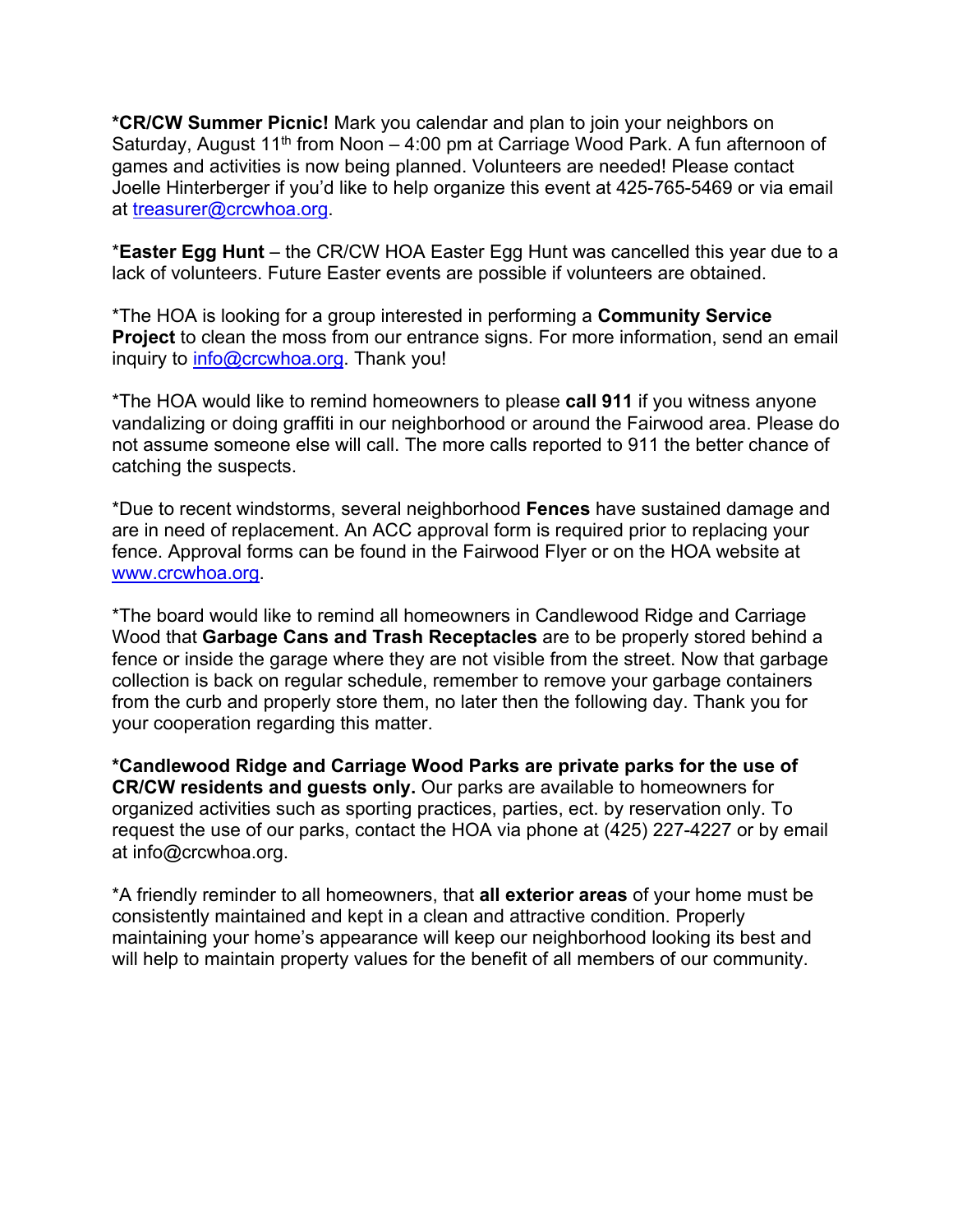**\*CR/CW Summer Picnic!** Mark you calendar and plan to join your neighbors on Saturday, August 11th from Noon – 4:00 pm at Carriage Wood Park. A fun afternoon of games and activities is now being planned. Volunteers are needed! Please contact Joelle Hinterberger if you'd like to help organize this event at 425-765-5469 or via email at [treasurer@crcwhoa.org](mailto:treasurer@crcwhoa.org).

\***Easter Egg Hunt** – the CR/CW HOA Easter Egg Hunt was cancelled this year due to a lack of volunteers. Future Easter events are possible if volunteers are obtained.

*The HOA is looking for a group interested in performing a **Community Service Project** to clean the moss from our entrance signs. For more information, send an email inquiry to [info@crcwhoa.org](mailto:info@crcwhoa.org). Thank you!

*The HOA would like to remind homeowners to please **call 911** if you witness anyone vandalizing or doing graffiti in our neighborhood or around the Fairwood area. Please do not assume someone else will call. The more calls reported to 911 the better chance of catching the suspects.

*Due to recent windstorms, several neighborhood **Fences** have sustained damage and are in need of replacement. An ACC approval form is required prior to replacing your fence. Approval forms can be found in the Fairwood Flyer or on the HOA website at [www.crcwhoa.org](http://www.crcwhoa.org).

*The board would like to remind all homeowners in Candlewood Ridge and Carriage Wood that **Garbage Cans and Trash Receptacles** are to be properly stored behind a fence or inside the garage where they are not visible from the street. Now that garbage collection is back on regular schedule, remember to remove your garbage containers from the curb and properly store them, no later then the following day. Thank you for your cooperation regarding this matter.

**\*Candlewood Ridge and Carriage Wood Parks are private parks for the use of CR/CW residents and guests only.** Our parks are available to homeowners for organized activities such as sporting practices, parties, ect. by reservation only. To request the use of our parks, contact the HOA via phone at (425) 227-4227 or by email at info@crcwhoa.org.

*A friendly reminder to all homeowners, that **all exterior areas** of your home must be consistently maintained and kept in a clean and attractive condition. Properly maintaining your home's appearance will keep our neighborhood looking its best and will help to maintain property values for the benefit of all members of our community.